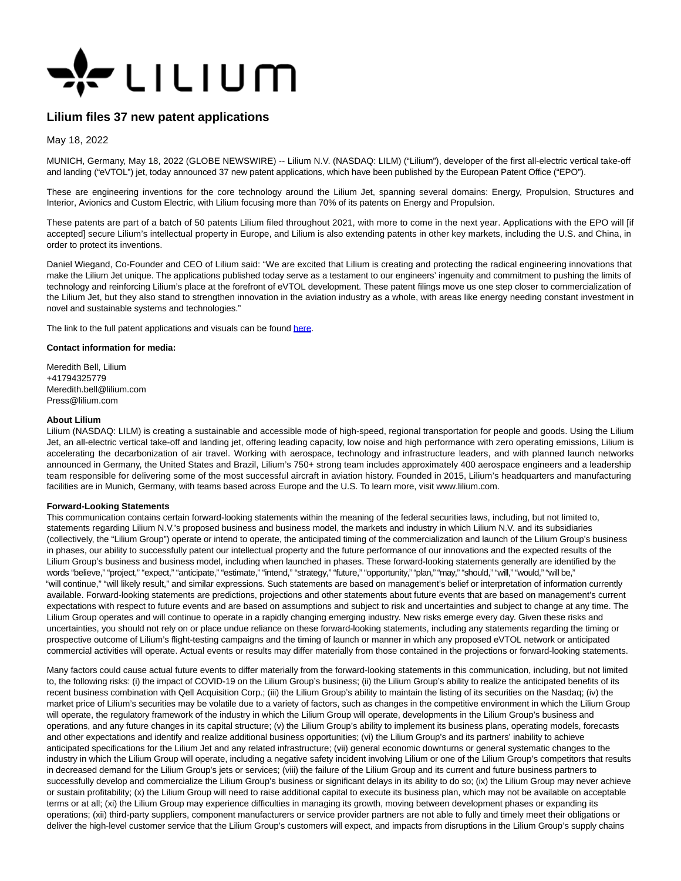# Lilium files 37 new patent applications

May 18, 2022

MUNICH, Germany, May 18, 2022 (GLOBE NEWSWIRE) -- Lilium N.V. (NASDAQ: LILM) ("Lilium"), developer of the first all-electric vertical take-off and landing ("eVTOL") jet, today announced 37 new patent applications, which have been published by the European Patent Office ("EPO").

These are engineering inventions for the core technology around the Lilium Jet, spanning several domains: Energy, Propulsion, Structures and Interior, Avionics and Custom Electric, with Lilium focusing more than 70% of its patents on Energy and Propulsion.

These patents are part of a batch of 50 patents Lilium filed throughout 2021, with more to come in the next year. Applications with the EPO will [if accepted] secure Lilium's intellectual property in Europe, and Lilium is also extending patents in other key markets, including the U.S. and China, in order to protect its inventions.

Daniel Wiegand, Co-Founder and CEO of Lilium said: "We are excited that Lilium is creating and protecting the radical engineering innovations that make the Lilium Jet unique. The applications published today serve as a testament to our engineers' ingenuity and commitment to pushing the limits of technology and reinforcing Lilium's place at the forefront of eVTOL development. These patent filings move us one step closer to commercialization of the Lilium Jet, but they also stand to strengthen innovation in the aviation industry as a whole, with areas like energy needing constant investment in novel and sustainable systems and technologies."

The link to the full patent applications and visuals can be found here.

**Contact information for media:**

Meredith Bell, Lilium
+41794325779
Meredith.bell@lilium.com
Press@lilium.com

**About Lilium**
Lilium (NASDAQ: LILM) is creating a sustainable and accessible mode of high-speed, regional transportation for people and goods. Using the Lilium Jet, an all-electric vertical take-off and landing jet, offering leading capacity, low noise and high performance with zero operating emissions, Lilium is accelerating the decarbonization of air travel. Working with aerospace, technology and infrastructure leaders, and with planned launch networks announced in Germany, the United States and Brazil, Lilium's 750+ strong team includes approximately 400 aerospace engineers and a leadership team responsible for delivering some of the most successful aircraft in aviation history. Founded in 2015, Lilium's headquarters and manufacturing facilities are in Munich, Germany, with teams based across Europe and the U.S. To learn more, visit www.lilium.com.

**Forward-Looking Statements**
This communication contains certain forward-looking statements within the meaning of the federal securities laws, including, but not limited to, statements regarding Lilium N.V.'s proposed business and business model, the markets and industry in which Lilium N.V. and its subsidiaries (collectively, the "Lilium Group") operate or intend to operate, the anticipated timing of the commercialization and launch of the Lilium Group's business in phases, our ability to successfully patent our intellectual property and the future performance of our innovations and the expected results of the Lilium Group's business and business model, including when launched in phases. These forward-looking statements generally are identified by the words "believe," "project," "expect," "anticipate," "estimate," "intend," "strategy," "future," "opportunity," "plan," "may," "should," "will," "would," "will be," "will continue," "will likely result," and similar expressions. Such statements are based on management's belief or interpretation of information currently available. Forward-looking statements are predictions, projections and other statements about future events that are based on management's current expectations with respect to future events and are based on assumptions and subject to risk and uncertainties and subject to change at any time. The Lilium Group operates and will continue to operate in a rapidly changing emerging industry. New risks emerge every day. Given these risks and uncertainties, you should not rely on or place undue reliance on these forward-looking statements, including any statements regarding the timing or prospective outcome of Lilium's flight-testing campaigns and the timing of launch or manner in which any proposed eVTOL network or anticipated commercial activities will operate. Actual events or results may differ materially from those contained in the projections or forward-looking statements.

Many factors could cause actual future events to differ materially from the forward-looking statements in this communication, including, but not limited to, the following risks: (i) the impact of COVID-19 on the Lilium Group's business; (ii) the Lilium Group's ability to realize the anticipated benefits of its recent business combination with Qell Acquisition Corp.; (iii) the Lilium Group's ability to maintain the listing of its securities on the Nasdaq; (iv) the market price of Lilium's securities may be volatile due to a variety of factors, such as changes in the competitive environment in which the Lilium Group will operate, the regulatory framework of the industry in which the Lilium Group will operate, developments in the Lilium Group's business and operations, and any future changes in its capital structure; (v) the Lilium Group's ability to implement its business plans, operating models, forecasts and other expectations and identify and realize additional business opportunities; (vi) the Lilium Group's and its partners' inability to achieve anticipated specifications for the Lilium Jet and any related infrastructure; (vii) general economic downturns or general systematic changes to the industry in which the Lilium Group will operate, including a negative safety incident involving Lilium or one of the Lilium Group's competitors that results in decreased demand for the Lilium Group's jets or services; (viii) the failure of the Lilium Group and its current and future business partners to successfully develop and commercialize the Lilium Group's business or significant delays in its ability to do so; (ix) the Lilium Group may never achieve or sustain profitability; (x) the Lilium Group will need to raise additional capital to execute its business plan, which may not be available on acceptable terms or at all; (xi) the Lilium Group may experience difficulties in managing its growth, moving between development phases or expanding its operations; (xii) third-party suppliers, component manufacturers or service provider partners are not able to fully and timely meet their obligations or deliver the high-level customer service that the Lilium Group's customers will expect, and impacts from disruptions in the Lilium Group's supply chains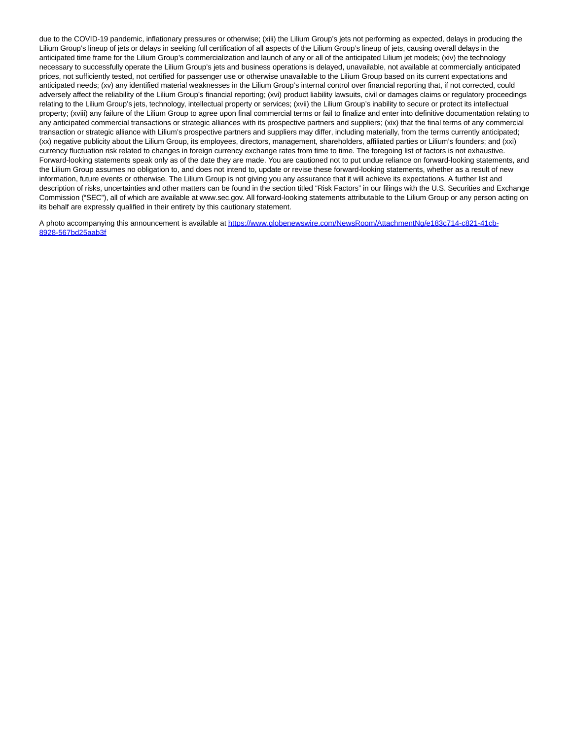due to the COVID-19 pandemic, inflationary pressures or otherwise; (xiii) the Lilium Group's jets not performing as expected, delays in producing the Lilium Group's lineup of jets or delays in seeking full certification of all aspects of the Lilium Group's lineup of jets, causing overall delays in the anticipated time frame for the Lilium Group's commercialization and launch of any or all of the anticipated Lilium jet models; (xiv) the technology necessary to successfully operate the Lilium Group's jets and business operations is delayed, unavailable, not available at commercially anticipated prices, not sufficiently tested, not certified for passenger use or otherwise unavailable to the Lilium Group based on its current expectations and anticipated needs; (xv) any identified material weaknesses in the Lilium Group's internal control over financial reporting that, if not corrected, could adversely affect the reliability of the Lilium Group's financial reporting; (xvi) product liability lawsuits, civil or damages claims or regulatory proceedings relating to the Lilium Group's jets, technology, intellectual property or services; (xvii) the Lilium Group's inability to secure or protect its intellectual property; (xviii) any failure of the Lilium Group to agree upon final commercial terms or fail to finalize and enter into definitive documentation relating to any anticipated commercial transactions or strategic alliances with its prospective partners and suppliers; (xix) that the final terms of any commercial transaction or strategic alliance with Lilium's prospective partners and suppliers may differ, including materially, from the terms currently anticipated; (xx) negative publicity about the Lilium Group, its employees, directors, management, shareholders, affiliated parties or Lilium's founders; and (xxi) currency fluctuation risk related to changes in foreign currency exchange rates from time to time. The foregoing list of factors is not exhaustive. Forward-looking statements speak only as of the date they are made. You are cautioned not to put undue reliance on forward-looking statements, and the Lilium Group assumes no obligation to, and does not intend to, update or revise these forward-looking statements, whether as a result of new information, future events or otherwise. The Lilium Group is not giving you any assurance that it will achieve its expectations. A further list and description of risks, uncertainties and other matters can be found in the section titled "Risk Factors" in our filings with the U.S. Securities and Exchange Commission ("SEC"), all of which are available at www.sec.gov. All forward-looking statements attributable to the Lilium Group or any person acting on its behalf are expressly qualified in their entirety by this cautionary statement.

A photo accompanying this announcement is available at https://www.globenewswire.com/NewsRoom/AttachmentNg/e183c714-c821-41cb-8928-567bd25aab3f